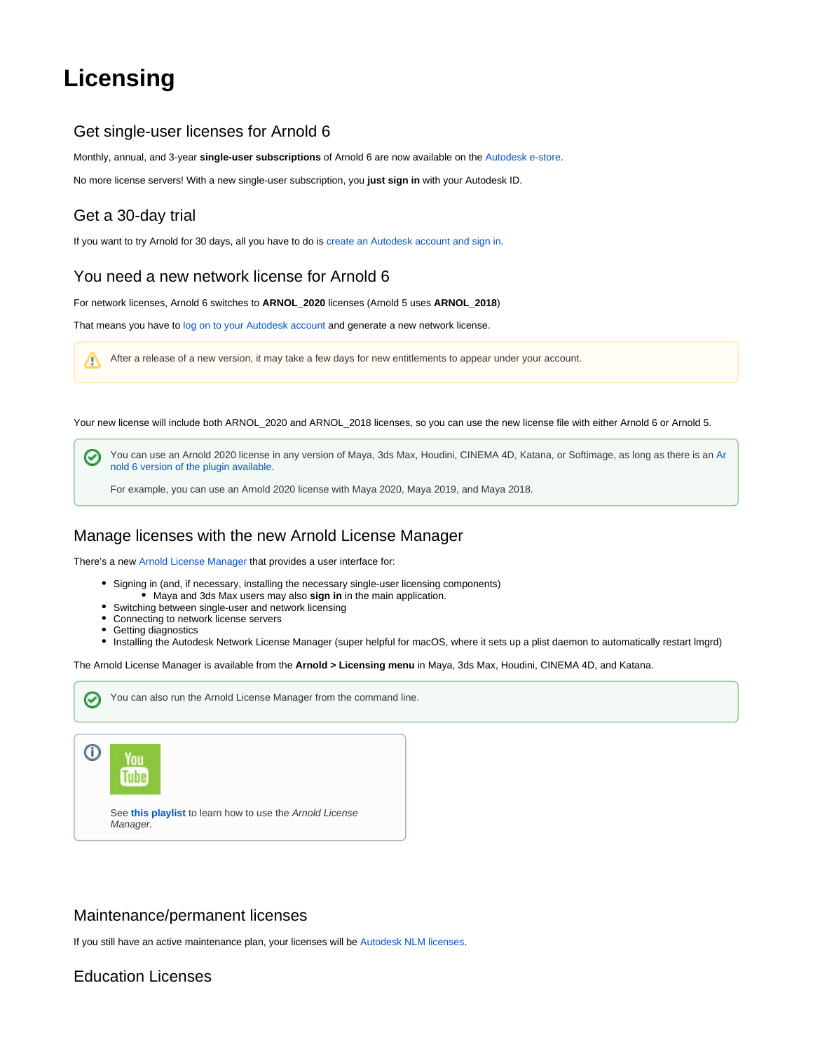# Licensing

## Get single-user licenses for Arnold 6

Monthly, annual, and 3-year **single-user subscriptions** of Arnold 6 are now available on the Autodesk e-store.

No more license servers! With a new single-user subscription, you **just sign in** with your Autodesk ID.

## Get a 30-day trial

If you want to try Arnold for 30 days, all you have to do is create an Autodesk account and sign in.

## You need a new network license for Arnold 6

For network licenses, Arnold 6 switches to **ARNOL_2020** licenses (Arnold 5 uses **ARNOL_2018**)

That means you have to log on to your Autodesk account and generate a new network license.

> After a release of a new version, it may take a few days for new entitlements to appear under your account.

Your new license will include both ARNOL_2020 and ARNOL_2018 licenses, so you can use the new license file with either Arnold 6 or Arnold 5.

> You can use an Arnold 2020 license in any version of Maya, 3ds Max, Houdini, CINEMA 4D, Katana, or Softimage, as long as there is an Arnold 6 version of the plugin available.
>
> For example, you can use an Arnold 2020 license with Maya 2020, Maya 2019, and Maya 2018.

## Manage licenses with the new Arnold License Manager

There's a new Arnold License Manager that provides a user interface for:

- Signing in (and, if necessary, installing the necessary single-user licensing components)
  - Maya and 3ds Max users may also **sign in** in the main application.
- Switching between single-user and network licensing
- Connecting to network license servers
- Getting diagnostics
- Installing the Autodesk Network License Manager (super helpful for macOS, where it sets up a plist daemon to automatically restart lmgrd)

The Arnold License Manager is available from the **Arnold > Licensing menu** in Maya, 3ds Max, Houdini, CINEMA 4D, and Katana.

> You can also run the Arnold License Manager from the command line.

> See **this playlist** to learn how to use the *Arnold License Manager.*

## Maintenance/permanent licenses

If you still have an active maintenance plan, your licenses will be Autodesk NLM licenses.

## Education Licenses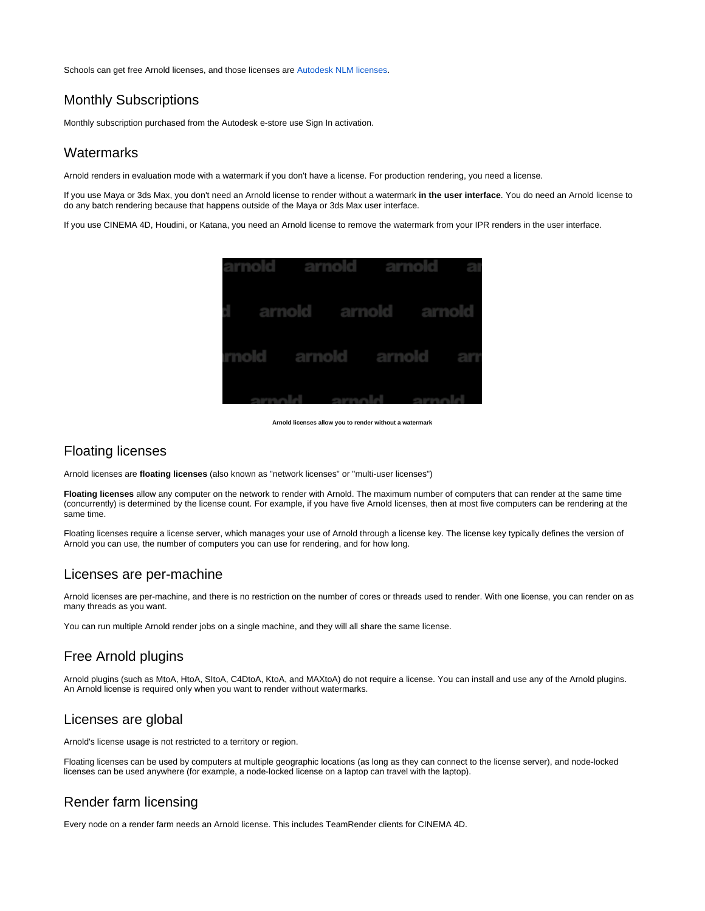Schools can get free Arnold licenses, and those licenses are Autodesk NLM licenses.

## Monthly Subscriptions

Monthly subscription purchased from the Autodesk e-store use Sign In activation.

## Watermarks

Arnold renders in evaluation mode with a watermark if you don't have a license. For production rendering, you need a license.

If you use Maya or 3ds Max, you don't need an Arnold license to render without a watermark **in the user interface**. You do need an Arnold license to do any batch rendering because that happens outside of the Maya or 3ds Max user interface.

If you use CINEMA 4D, Houdini, or Katana, you need an Arnold license to remove the watermark from your IPR renders in the user interface.

**Arnold licenses allow you to render without a watermark**

## Floating licenses

Arnold licenses are **floating licenses** (also known as "network licenses" or "multi-user licenses")

**Floating licenses** allow any computer on the network to render with Arnold. The maximum number of computers that can render at the same time (concurrently) is determined by the license count. For example, if you have five Arnold licenses, then at most five computers can be rendering at the same time.

Floating licenses require a license server, which manages your use of Arnold through a license key. The license key typically defines the version of Arnold you can use, the number of computers you can use for rendering, and for how long.

## Licenses are per-machine

Arnold licenses are per-machine, and there is no restriction on the number of cores or threads used to render. With one license, you can render on as many threads as you want.

You can run multiple Arnold render jobs on a single machine, and they will all share the same license.

## Free Arnold plugins

Arnold plugins (such as MtoA, HtoA, SItoA, C4DtoA, KtoA, and MAXtoA) do not require a license. You can install and use any of the Arnold plugins. An Arnold license is required only when you want to render without watermarks.

## Licenses are global

Arnold's license usage is not restricted to a territory or region.

Floating licenses can be used by computers at multiple geographic locations (as long as they can connect to the license server), and node-locked licenses can be used anywhere (for example, a node-locked license on a laptop can travel with the laptop).

## Render farm licensing

Every node on a render farm needs an Arnold license. This includes TeamRender clients for CINEMA 4D.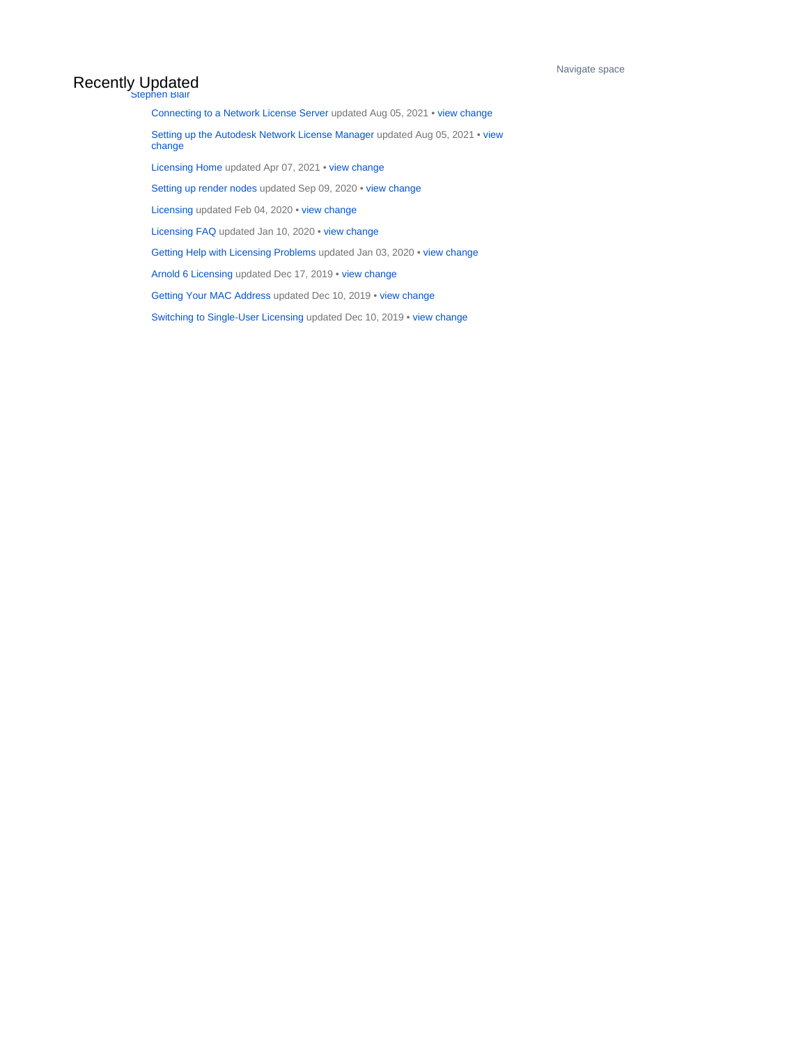Navigate space

# Recently Updated

Stephen Blair

- Connecting to a Network License Server updated Aug 05, 2021 • view change
- Setting up the Autodesk Network License Manager updated Aug 05, 2021 • view change
- Licensing Home updated Apr 07, 2021 • view change
- Setting up render nodes updated Sep 09, 2020 • view change
- Licensing updated Feb 04, 2020 • view change
- Licensing FAQ updated Jan 10, 2020 • view change
- Getting Help with Licensing Problems updated Jan 03, 2020 • view change
- Arnold 6 Licensing updated Dec 17, 2019 • view change
- Getting Your MAC Address updated Dec 10, 2019 • view change
- Switching to Single-User Licensing updated Dec 10, 2019 • view change